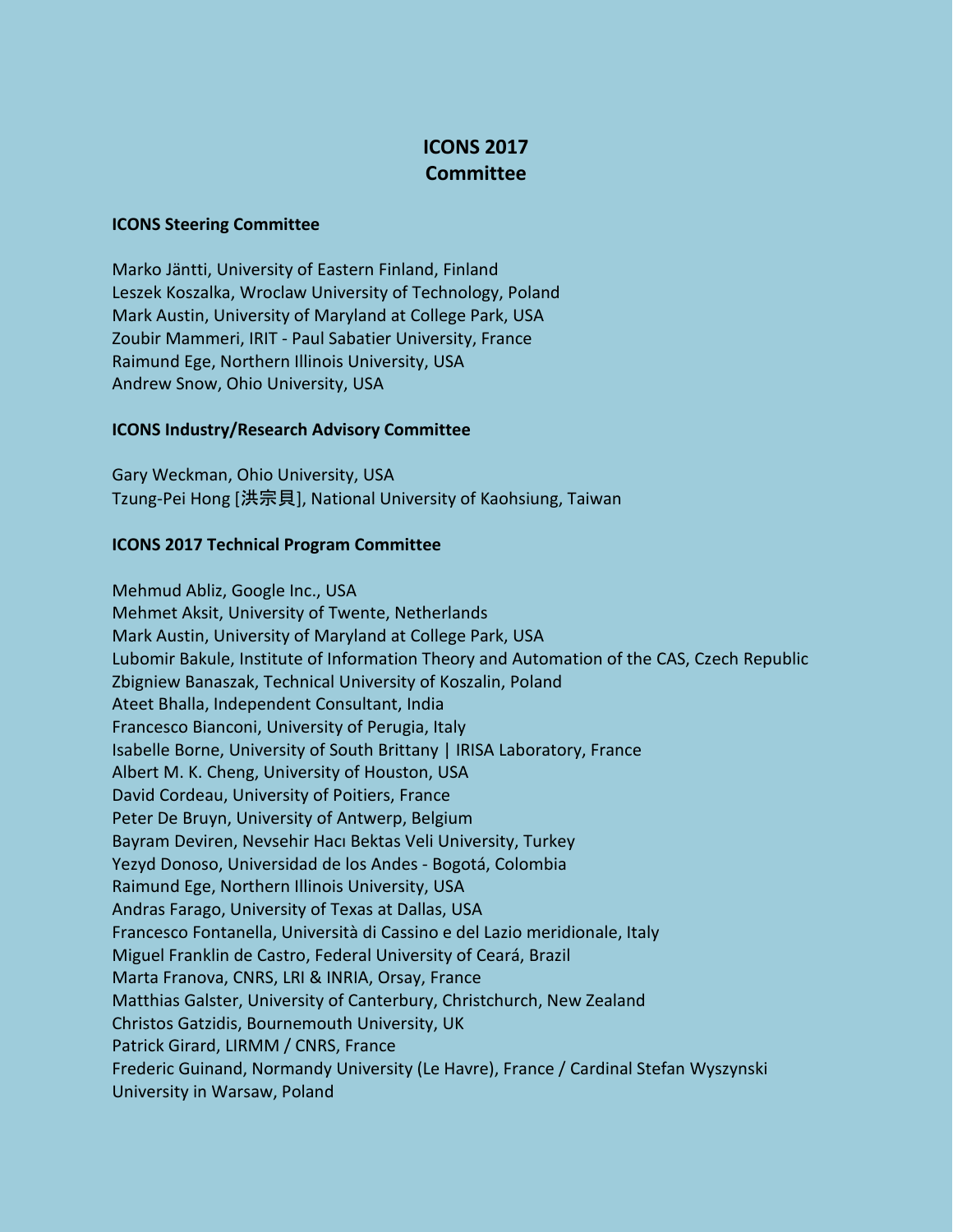# ICONS 2017
# Committee

## ICONS Steering Committee

Marko Jäntti, University of Eastern Finland, Finland
Leszek Koszalka, Wroclaw University of Technology, Poland
Mark Austin, University of Maryland at College Park, USA
Zoubir Mammeri, IRIT - Paul Sabatier University, France
Raimund Ege, Northern Illinois University, USA
Andrew Snow, Ohio University, USA

## ICONS Industry/Research Advisory Committee

Gary Weckman, Ohio University, USA
Tzung-Pei Hong [洪宗貝], National University of Kaohsiung, Taiwan

## ICONS 2017 Technical Program Committee

Mehmud Abliz, Google Inc., USA
Mehmet Aksit, University of Twente, Netherlands
Mark Austin, University of Maryland at College Park, USA
Lubomir Bakule, Institute of Information Theory and Automation of the CAS, Czech Republic
Zbigniew Banaszak, Technical University of Koszalin, Poland
Ateet Bhalla, Independent Consultant, India
Francesco Bianconi, University of Perugia, Italy
Isabelle Borne, University of South Brittany | IRISA Laboratory, France
Albert M. K. Cheng, University of Houston, USA
David Cordeau, University of Poitiers, France
Peter De Bruyn, University of Antwerp, Belgium
Bayram Deviren, Nevsehir Hacı Bektas Veli University, Turkey
Yezyd Donoso, Universidad de los Andes - Bogotá, Colombia
Raimund Ege, Northern Illinois University, USA
Andras Farago, University of Texas at Dallas, USA
Francesco Fontanella, Università di Cassino e del Lazio meridionale, Italy
Miguel Franklin de Castro, Federal University of Ceará, Brazil
Marta Franova, CNRS, LRI & INRIA, Orsay, France
Matthias Galster, University of Canterbury, Christchurch, New Zealand
Christos Gatzidis, Bournemouth University, UK
Patrick Girard, LIRMM / CNRS, France
Frederic Guinand, Normandy University (Le Havre), France / Cardinal Stefan Wyszynski University in Warsaw, Poland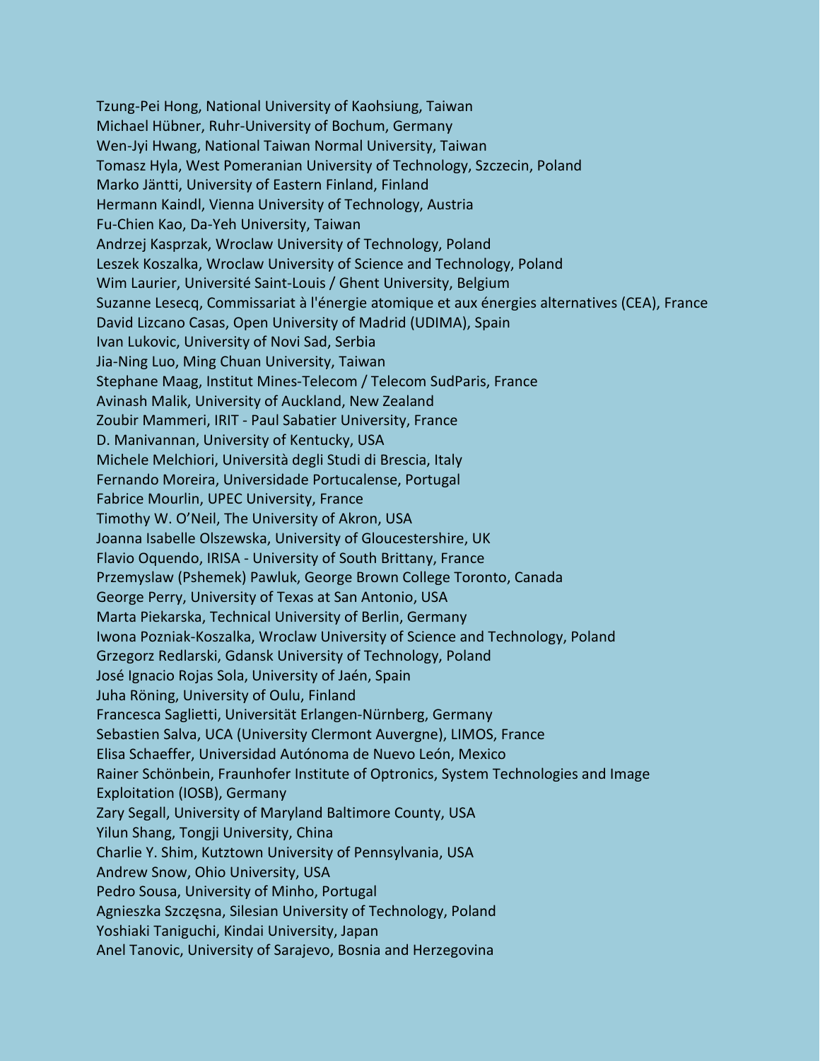Tzung-Pei Hong, National University of Kaohsiung, Taiwan
Michael Hübner, Ruhr-University of Bochum, Germany
Wen-Jyi Hwang, National Taiwan Normal University, Taiwan
Tomasz Hyla, West Pomeranian University of Technology, Szczecin, Poland
Marko Jäntti, University of Eastern Finland, Finland
Hermann Kaindl, Vienna University of Technology, Austria
Fu-Chien Kao, Da-Yeh University, Taiwan
Andrzej Kasprzak, Wroclaw University of Technology, Poland
Leszek Koszalka, Wroclaw University of Science and Technology, Poland
Wim Laurier, Université Saint-Louis / Ghent University, Belgium
Suzanne Lesecq, Commissariat à l'énergie atomique et aux énergies alternatives (CEA), France
David Lizcano Casas, Open University of Madrid (UDIMA), Spain
Ivan Lukovic, University of Novi Sad, Serbia
Jia-Ning Luo, Ming Chuan University, Taiwan
Stephane Maag, Institut Mines-Telecom / Telecom SudParis, France
Avinash Malik, University of Auckland, New Zealand
Zoubir Mammeri, IRIT - Paul Sabatier University, France
D. Manivannan, University of Kentucky, USA
Michele Melchiori, Università degli Studi di Brescia, Italy
Fernando Moreira, Universidade Portucalense, Portugal
Fabrice Mourlin, UPEC University, France
Timothy W. O'Neil, The University of Akron, USA
Joanna Isabelle Olszewska, University of Gloucestershire, UK
Flavio Oquendo, IRISA - University of South Brittany, France
Przemyslaw (Pshemek) Pawluk, George Brown College Toronto, Canada
George Perry, University of Texas at San Antonio, USA
Marta Piekarska, Technical University of Berlin, Germany
Iwona Pozniak-Koszalka, Wroclaw University of Science and Technology, Poland
Grzegorz Redlarski, Gdansk University of Technology, Poland
José Ignacio Rojas Sola, University of Jaén, Spain
Juha Röning, University of Oulu, Finland
Francesca Saglietti, Universität Erlangen-Nürnberg, Germany
Sebastien Salva, UCA (University Clermont Auvergne), LIMOS, France
Elisa Schaeffer, Universidad Autónoma de Nuevo León, Mexico
Rainer Schönbein, Fraunhofer Institute of Optronics, System Technologies and Image Exploitation (IOSB), Germany
Zary Segall, University of Maryland Baltimore County, USA
Yilun Shang, Tongji University, China
Charlie Y. Shim, Kutztown University of Pennsylvania, USA
Andrew Snow, Ohio University, USA
Pedro Sousa, University of Minho, Portugal
Agnieszka Szczęsna, Silesian University of Technology, Poland
Yoshiaki Taniguchi, Kindai University, Japan
Anel Tanovic, University of Sarajevo, Bosnia and Herzegovina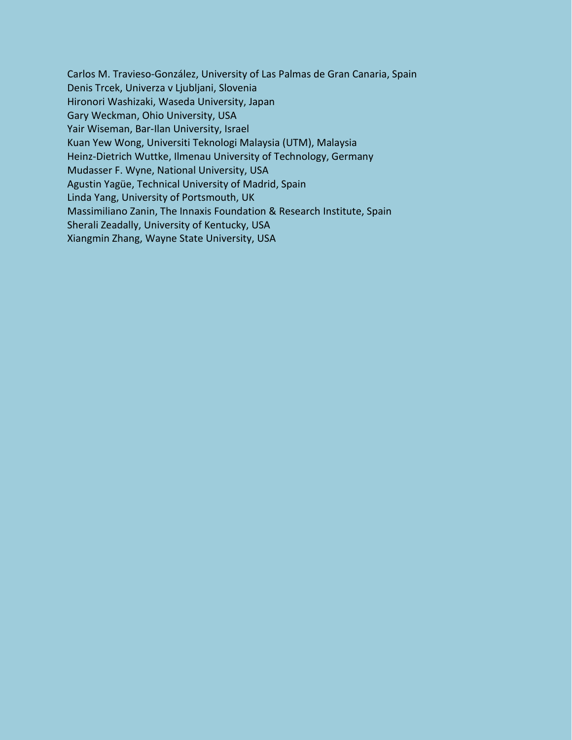Carlos M. Travieso-González, University of Las Palmas de Gran Canaria, Spain
Denis Trcek, Univerza v Ljubljani, Slovenia
Hironori Washizaki, Waseda University, Japan
Gary Weckman, Ohio University, USA
Yair Wiseman, Bar-Ilan University, Israel
Kuan Yew Wong, Universiti Teknologi Malaysia (UTM), Malaysia
Heinz-Dietrich Wuttke, Ilmenau University of Technology, Germany
Mudasser F. Wyne, National University, USA
Agustin Yagüe, Technical University of Madrid, Spain
Linda Yang, University of Portsmouth, UK
Massimiliano Zanin, The Innaxis Foundation & Research Institute, Spain
Sherali Zeadally, University of Kentucky, USA
Xiangmin Zhang, Wayne State University, USA